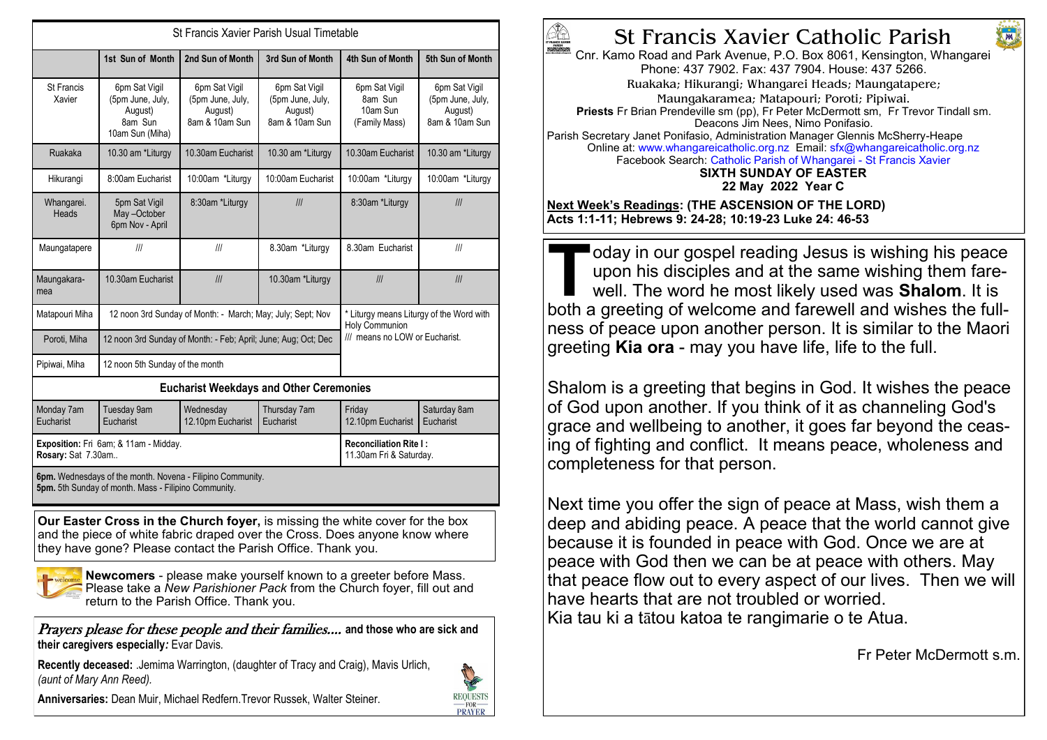# St Francis Xavier Catholic Parish

Cnr. Kamo Road and Park Avenue, P.O. Box 8061, Kensington, Whangarei
Phone: 437 7902. Fax: 437 7904. House: 437 5266.
Ruakaka; Hikurangi; Whangarei Heads; Maungatapere;
Maungakaramea; Matapouri; Poroti; Pipiwai.
**Priests** Fr Brian Prendeville sm (pp), Fr Peter McDermott sm, Fr Trevor Tindall sm.
Deacons Jim Nees, Nimo Ponifasio.
Parish Secretary Janet Ponifasio, Administration Manager Glennis McSherry-Heape
Online at: www.whangareicatholic.org.nz Email: sfx@whangareicatholic.org.nz
Facebook Search: Catholic Parish of Whangarei - St Francis Xavier

**SIXTH SUNDAY OF EASTER**
**22 May 2022 Year C**

**Next Week's Readings: (THE ASCENSION OF THE LORD)**
**Acts 1:1-11; Hebrews 9: 24-28; 10:19-23 Luke 24: 46-53**

Today in our gospel reading Jesus is wishing his peace upon his disciples and at the same wishing them farewell. The word he most likely used was **Shalom**. It is both a greeting of welcome and farewell and wishes the fullness of peace upon another person. It is similar to the Maori greeting **Kia ora** - may you have life, life to the full.

Shalom is a greeting that begins in God. It wishes the peace of God upon another. If you think of it as channeling God's grace and wellbeing to another, it goes far beyond the ceasing of fighting and conflict. It means peace, wholeness and completeness for that person.

Next time you offer the sign of peace at Mass, wish them a deep and abiding peace. A peace that the world cannot give because it is founded in peace with God. Once we are at peace with God then we can be at peace with others. May that peace flow out to every aspect of our lives. Then we will have hearts that are not troubled or worried.
Kia tau ki a tātou katoa te rangimarie o te Atua.

Fr Peter McDermott s.m.

## St Francis Xavier Parish Usual Timetable

| | 1st Sun of Month | 2nd Sun of Month | 3rd Sun of Month | 4th Sun of Month | 5th Sun of Month |
|---|---|---|---|---|---|
| St Francis Xavier | 6pm Sat Vigil (5pm June, July, August) 8am Sun 10am Sun (Miha) | 6pm Sat Vigil (5pm June, July, August) 8am & 10am Sun | 6pm Sat Vigil (5pm June, July, August) 8am & 10am Sun | 6pm Sat Vigil 8am Sun 10am Sun (Family Mass) | 6pm Sat Vigil (5pm June, July, August) 8am & 10am Sun |
| Ruakaka | 10.30 am *Liturgy | 10.30am Eucharist | 10.30 am *Liturgy | 10.30am Eucharist | 10.30 am *Liturgy |
| Hikurangi | 8:00am Eucharist | 10:00am *Liturgy | 10:00am Eucharist | 10:00am *Liturgy | 10:00am *Liturgy |
| Whangarei. Heads | 5pm Sat Vigil May –October 6pm Nov - April | 8:30am *Liturgy | /// | 8:30am *Liturgy | /// |
| Maungatapere | /// | /// | 8.30am *Liturgy | 8.30am Eucharist | /// |
| Maungakaramea | 10.30am Eucharist | /// | 10.30am *Liturgy | /// | /// |
| Matapouri Miha | 12 noon 3rd Sunday of Month: - March; May; July; Sept; Nov | | | * Liturgy means Liturgy of the Word with Holy Communion | |
| Poroti, Miha | 12 noon 3rd Sunday of Month: - Feb; April; June; Aug; Oct; Dec | | | /// means no LOW or Eucharist. | |
| Pipiwai, Miha | 12 noon 5th Sunday of the month | | | | |

**Eucharist Weekdays and Other Ceremonies**

| Monday 7am Eucharist | Tuesday 9am Eucharist | Wednesday 12.10pm Eucharist | Thursday 7am Eucharist | Friday 12.10pm Eucharist | Saturday 8am Eucharist |
|---|---|---|---|---|---|

**Exposition:** Fri 6am; & 11am - Midday.
**Rosary:** Sat 7.30am..

**Reconciliation Rite I :** 11.30am Fri & Saturday.

**6pm.** Wednesdays of the month. Novena - Filipino Community.
**5pm.** 5th Sunday of month. Mass - Filipino Community.

**Our Easter Cross in the Church foyer,** is missing the white cover for the box and the piece of white fabric draped over the Cross. Does anyone know where they have gone? Please contact the Parish Office. Thank you.

**Newcomers** - please make yourself known to a greeter before Mass. Please take a *New Parishioner Pack* from the Church foyer, fill out and return to the Parish Office. Thank you.

*Prayers please for these people and their families....* **and those who are sick and their caregivers especially:** Evar Davis.

**Recently deceased:** .Jemima Warrington, (daughter of Tracy and Craig), Mavis Urlich, *(aunt of Mary Ann Reed).*

**Anniversaries:** Dean Muir, Michael Redfern.Trevor Russek, Walter Steiner.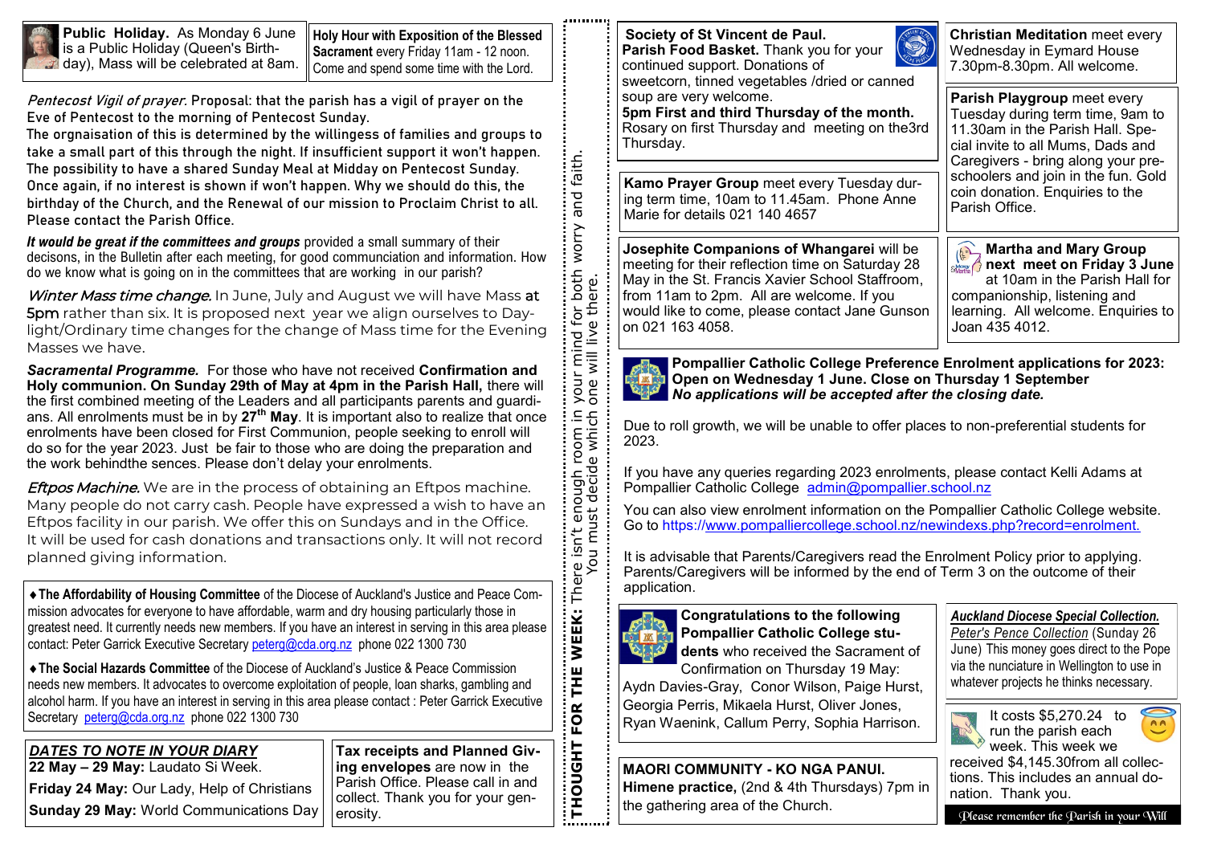**Public Holiday.** As Monday 6 June is a Public Holiday (Queen's Birthday), Mass will be celebrated at 8am.

**Holy Hour with Exposition of the Blessed Sacrament** every Friday 11am - 12 noon. Come and spend some time with the Lord.

*Pentecost Vigil of prayer.* Proposal: that the parish has a vigil of prayer on the Eve of Pentecost to the morning of Pentecost Sunday. The orgnaisation of this is determined by the willingess of families and groups to take a small part of this through the night. If insufficient support it won't happen. The possibility to have a shared Sunday Meal at Midday on Pentecost Sunday. Once again, if no interest is shown if won't happen. Why we should do this, the birthday of the Church, and the Renewal of our mission to Proclaim Christ to all. Please contact the Parish Office.

***It would be great if the committees and groups*** provided a small summary of their decisons, in the Bulletin after each meeting, for good communciation and information. How do we know what is going on in the committees that are working in our parish?

*Winter Mass time change.* In June, July and August we will have Mass **at 5pm** rather than six. It is proposed next year we align ourselves to Daylight/Ordinary time changes for the change of Mass time for the Evening Masses we have.

***Sacramental Programme.*** For those who have not received **Confirmation and Holy communion. On Sunday 29th of May at 4pm in the Parish Hall,** there will the first combined meeting of the Leaders and all participants parents and guardians. All enrolments must be in by **27th May**. It is important also to realize that once enrolments have been closed for First Communion, people seeking to enroll will do so for the year 2023. Just be fair to those who are doing the preparation and the work behindthe sences. Please don't delay your enrolments.

*Eftpos Machine.* We are in the process of obtaining an Eftpos machine. Many people do not carry cash. People have expressed a wish to have an Eftpos facility in our parish. We offer this on Sundays and in the Office. It will be used for cash donations and transactions only. It will not record planned giving information.

♦**The Affordability of Housing Committee** of the Diocese of Auckland's Justice and Peace Commission advocates for everyone to have affordable, warm and dry housing particularly those in greatest need. It currently needs new members. If you have an interest in serving in this area please contact: Peter Garrick Executive Secretary peterg@cda.org.nz phone 022 1300 730

♦**The Social Hazards Committee** of the Diocese of Auckland's Justice & Peace Commission needs new members. It advocates to overcome exploitation of people, loan sharks, gambling and alcohol harm. If you have an interest in serving in this area please contact : Peter Garrick Executive Secretary peterg@cda.org.nz phone 022 1300 730

***DATES TO NOTE IN YOUR DIARY***

**22 May – 29 May:** Laudato Si Week.

**Friday 24 May:** Our Lady, Help of Christians

**Sunday 29 May:** World Communications Day

**Tax receipts and Planned Giving envelopes** are now in the Parish Office. Please call in and collect. Thank you for your generosity.

**THOUGHT FOR THE WEEK:** There isn't enough room in your mind for both worry and faith. You must decide which one will live there.

**Society of St Vincent de Paul.**
**Parish Food Basket.** Thank you for your continued support. Donations of sweetcorn, tinned vegetables /dried or canned soup are very welcome.
**5pm First and third Thursday of the month.** Rosary on first Thursday and meeting on the3rd Thursday.

**Kamo Prayer Group** meet every Tuesday during term time, 10am to 11.45am. Phone Anne Marie for details 021 140 4657

**Josephite Companions of Whangarei** will be meeting for their reflection time on Saturday 28 May in the St. Francis Xavier School Staffroom, from 11am to 2pm. All are welcome. If you would like to come, please contact Jane Gunson on 021 163 4058.

**Christian Meditation** meet every Wednesday in Eymard House 7.30pm-8.30pm. All welcome.

**Parish Playgroup** meet every Tuesday during term time, 9am to 11.30am in the Parish Hall. Special invite to all Mums, Dads and Caregivers - bring along your preschoolers and join in the fun. Gold coin donation. Enquiries to the Parish Office.

**Martha and Mary Group next meet on Friday 3 June** at 10am in the Parish Hall for companionship, listening and learning. All welcome. Enquiries to Joan 435 4012.

**Pompallier Catholic College Preference Enrolment applications for 2023: Open on Wednesday 1 June. Close on Thursday 1 September**
***No applications will be accepted after the closing date.***

Due to roll growth, we will be unable to offer places to non-preferential students for 2023.

If you have any queries regarding 2023 enrolments, please contact Kelli Adams at Pompallier Catholic College admin@pompallier.school.nz

You can also view enrolment information on the Pompallier Catholic College website. Go to https://www.pompalliercollege.school.nz/newindexs.php?record=enrolment.

It is advisable that Parents/Caregivers read the Enrolment Policy prior to applying. Parents/Caregivers will be informed by the end of Term 3 on the outcome of their application.

**Congratulations to the following Pompallier Catholic College students** who received the Sacrament of Confirmation on Thursday 19 May:
Aydn Davies-Gray, Conor Wilson, Paige Hurst, Georgia Perris, Mikaela Hurst, Oliver Jones, Ryan Waenink, Callum Perry, Sophia Harrison.

**MAORI COMMUNITY - KO NGA PANUI.**
**Himene practice,** (2nd & 4th Thursdays) 7pm in the gathering area of the Church.

***Auckland Diocese Special Collection.***
*Peter's Pence Collection* (Sunday 26 June) This money goes direct to the Pope via the nunciature in Wellington to use in whatever projects he thinks necessary.

It costs $5,270.24 to run the parish each week. This week we received $4,145.30from all collections. This includes an annual donation. Thank you.

Please remember the Parish in your Will